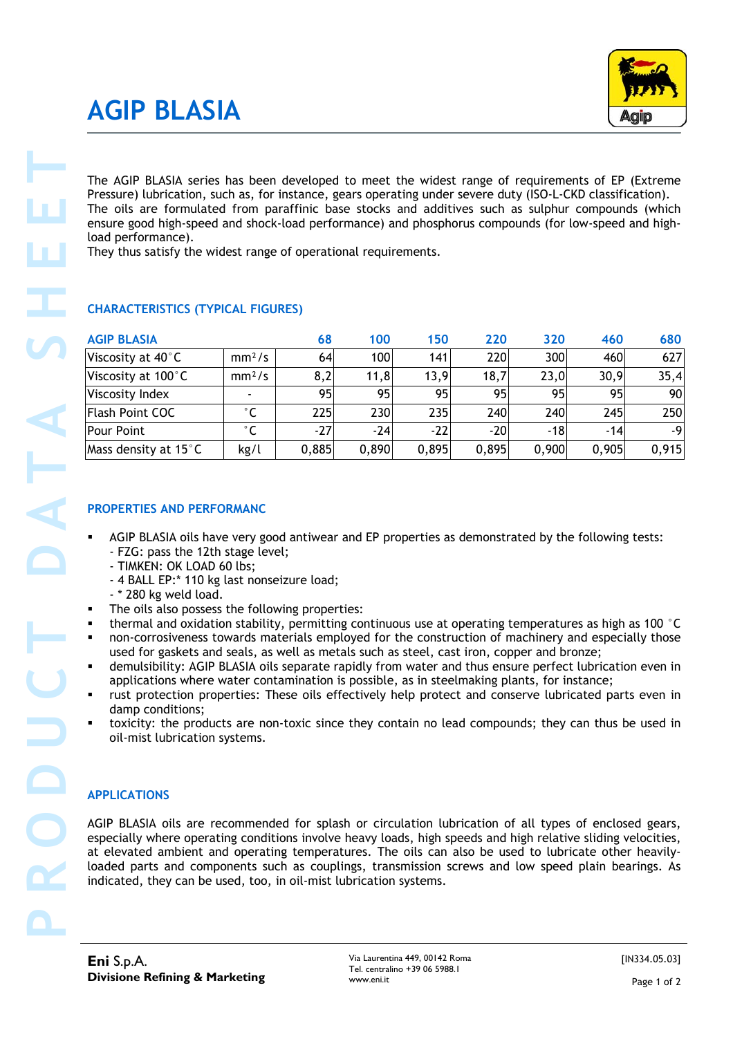# AGIP BLASIA

The AGIP BLASIA series has been developed to meet the widest range of requirements of EP (Extreme Pressure) lubrication, such as, for instance, gears operating under severe duty (ISO-L-CKD classification). The oils are formulated from paraffinic base stocks and additives such as sulphur compounds (which ensure good high-speed and shock-load performance) and phosphorus compounds (for low-speed and high-load performance).
They thus satisfy the widest range of operational requirements.

## CHARACTERISTICS (TYPICAL FIGURES)

| AGIP BLASIA | | 68 | 100 | 150 | 220 | 320 | 460 | 680 |
|---|---|---|---|---|---|---|---|---|
| Viscosity at 40°C | mm²/s | 64 | 100 | 141 | 220 | 300 | 460 | 627 |
| Viscosity at 100°C | mm²/s | 8,2 | 11,8 | 13,9 | 18,7 | 23,0 | 30,9 | 35,4 |
| Viscosity Index | - | 95 | 95 | 95 | 95 | 95 | 95 | 90 |
| Flash Point COC | °C | 225 | 230 | 235 | 240 | 240 | 245 | 250 |
| Pour Point | °C | -27 | -24 | -22 | -20 | -18 | -14 | -9 |
| Mass density at 15°C | kg/l | 0,885 | 0,890 | 0,895 | 0,895 | 0,900 | 0,905 | 0,915 |

## PROPERTIES AND PERFORMANC

- AGIP BLASIA oils have very good antiwear and EP properties as demonstrated by the following tests:
  - FZG: pass the 12th stage level;
  - TIMKEN: OK LOAD 60 lbs;
  - 4 BALL EP:* 110 kg last nonseizure load;
  - * 280 kg weld load.
- The oils also possess the following properties:
- thermal and oxidation stability, permitting continuous use at operating temperatures as high as 100 °C
- non-corrosiveness towards materials employed for the construction of machinery and especially those used for gaskets and seals, as well as metals such as steel, cast iron, copper and bronze;
- demulsibility: AGIP BLASIA oils separate rapidly from water and thus ensure perfect lubrication even in applications where water contamination is possible, as in steelmaking plants, for instance;
- rust protection properties: These oils effectively help protect and conserve lubricated parts even in damp conditions;
- toxicity: the products are non-toxic since they contain no lead compounds; they can thus be used in oil-mist lubrication systems.

## APPLICATIONS

AGIP BLASIA oils are recommended for splash or circulation lubrication of all types of enclosed gears, especially where operating conditions involve heavy loads, high speeds and high relative sliding velocities, at elevated ambient and operating temperatures. The oils can also be used to lubricate other heavily-loaded parts and components such as couplings, transmission screws and low speed plain bearings. As indicated, they can be used, too, in oil-mist lubrication systems.

**Eni** S.p.A.
**Divisione Refining & Marketing**

Via Laurentina 449, 00142 Roma
Tel. centralino +39 06 5988.1
www.eni.it

[IN334.05.03]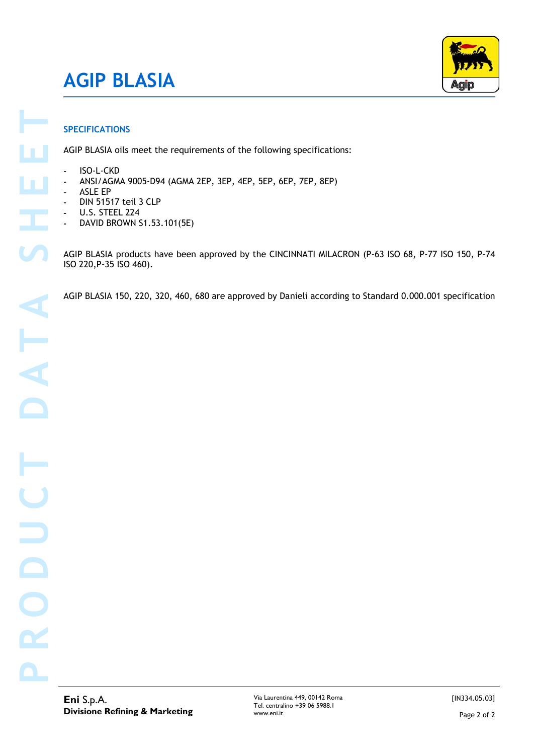## SPECIFICATIONS

AGIP BLASIA oils meet the requirements of the following specifications:

- ISO-L-CKD
- ANSI/AGMA 9005-D94 (AGMA 2EP, 3EP, 4EP, 5EP, 6EP, 7EP, 8EP)
- ASLE EP
- DIN 51517 teil 3 CLP
- U.S. STEEL 224
- DAVID BROWN S1.53.101(5E)

AGIP BLASIA products have been approved by the CINCINNATI MILACRON (P-63 ISO 68, P-77 ISO 150, P-74 ISO 220,P-35 ISO 460).

AGIP BLASIA 150, 220, 320, 460, 680 are approved by Danieli according to Standard 0.000.001 specification

**Eni** S.p.A.
**Divisione Refining & Marketing**

Via Laurentina 449, 00142 Roma
Tel. centralino +39 06 5988.1
www.eni.it

[IN334.05.03]